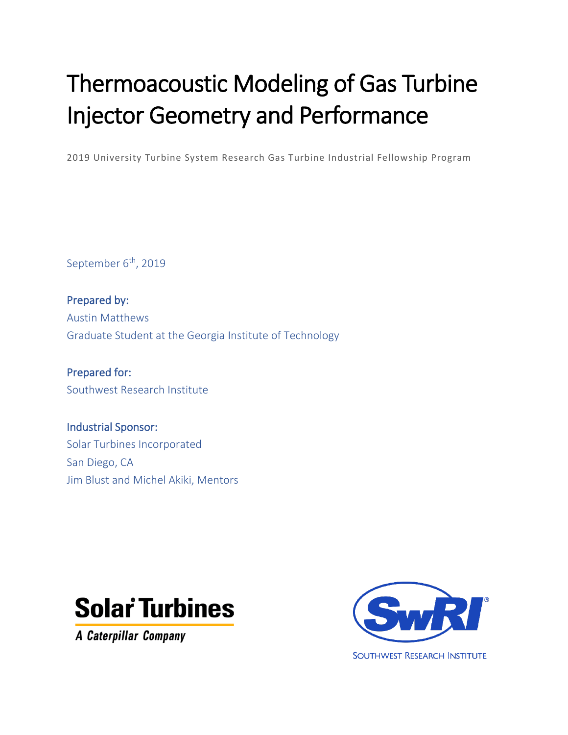# Thermoacoustic Modeling of Gas Turbine Injector Geometry and Performance

2019 University Turbine System Research Gas Turbine Industrial Fellowship Program

September 6th, 2019

**Prepared by:**
Austin Matthews
Graduate Student at the Georgia Institute of Technology

**Prepared for:**
Southwest Research Institute

**Industrial Sponsor:**
Solar Turbines Incorporated
San Diego, CA
Jim Blust and Michel Akiki, Mentors

Solar Turbines
A Caterpillar Company

SwRI
SOUTHWEST RESEARCH INSTITUTE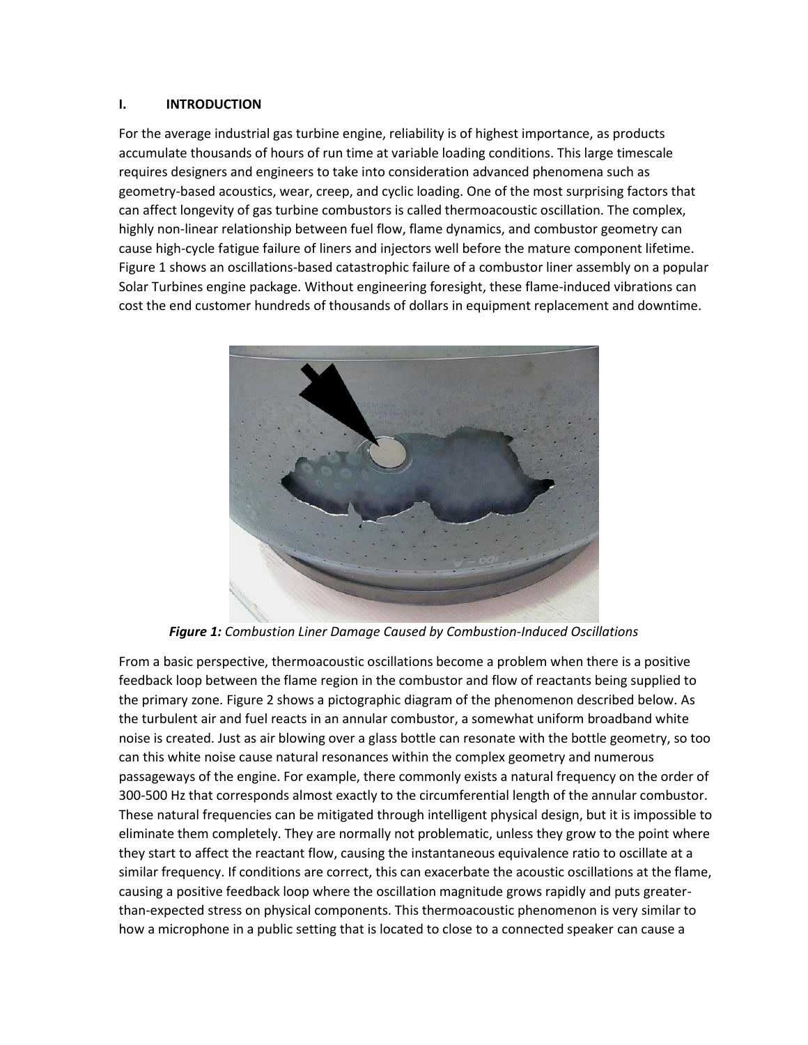## I. INTRODUCTION

For the average industrial gas turbine engine, reliability is of highest importance, as products accumulate thousands of hours of run time at variable loading conditions. This large timescale requires designers and engineers to take into consideration advanced phenomena such as geometry-based acoustics, wear, creep, and cyclic loading. One of the most surprising factors that can affect longevity of gas turbine combustors is called thermoacoustic oscillation. The complex, highly non-linear relationship between fuel flow, flame dynamics, and combustor geometry can cause high-cycle fatigue failure of liners and injectors well before the mature component lifetime. Figure 1 shows an oscillations-based catastrophic failure of a combustor liner assembly on a popular Solar Turbines engine package. Without engineering foresight, these flame-induced vibrations can cost the end customer hundreds of thousands of dollars in equipment replacement and downtime.

***Figure 1:*** *Combustion Liner Damage Caused by Combustion-Induced Oscillations*

From a basic perspective, thermoacoustic oscillations become a problem when there is a positive feedback loop between the flame region in the combustor and flow of reactants being supplied to the primary zone. Figure 2 shows a pictographic diagram of the phenomenon described below. As the turbulent air and fuel reacts in an annular combustor, a somewhat uniform broadband white noise is created. Just as air blowing over a glass bottle can resonate with the bottle geometry, so too can this white noise cause natural resonances within the complex geometry and numerous passageways of the engine. For example, there commonly exists a natural frequency on the order of 300-500 Hz that corresponds almost exactly to the circumferential length of the annular combustor. These natural frequencies can be mitigated through intelligent physical design, but it is impossible to eliminate them completely. They are normally not problematic, unless they grow to the point where they start to affect the reactant flow, causing the instantaneous equivalence ratio to oscillate at a similar frequency. If conditions are correct, this can exacerbate the acoustic oscillations at the flame, causing a positive feedback loop where the oscillation magnitude grows rapidly and puts greater-than-expected stress on physical components. This thermoacoustic phenomenon is very similar to how a microphone in a public setting that is located to close to a connected speaker can cause a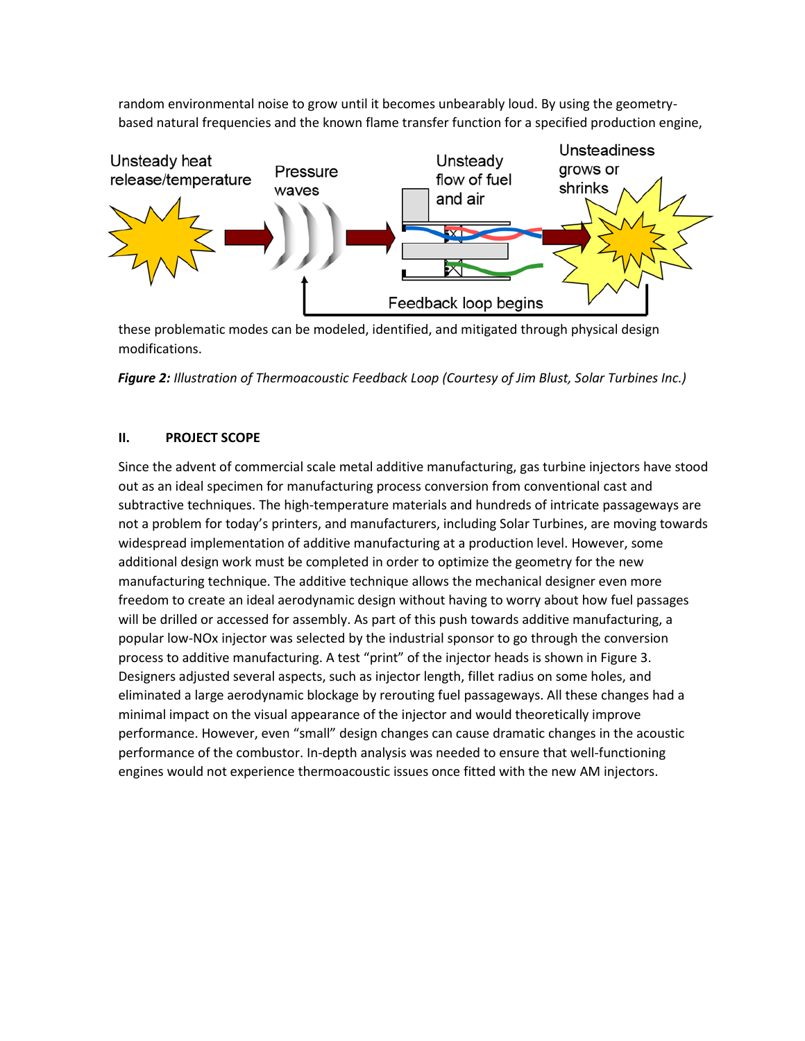random environmental noise to grow until it becomes unbearably loud. By using the geometry-based natural frequencies and the known flame transfer function for a specified production engine, these problematic modes can be modeled, identified, and mitigated through physical design modifications.

***Figure 2:*** *Illustration of Thermoacoustic Feedback Loop (Courtesy of Jim Blust, Solar Turbines Inc.)*

## II. PROJECT SCOPE

Since the advent of commercial scale metal additive manufacturing, gas turbine injectors have stood out as an ideal specimen for manufacturing process conversion from conventional cast and subtractive techniques. The high-temperature materials and hundreds of intricate passageways are not a problem for today's printers, and manufacturers, including Solar Turbines, are moving towards widespread implementation of additive manufacturing at a production level. However, some additional design work must be completed in order to optimize the geometry for the new manufacturing technique. The additive technique allows the mechanical designer even more freedom to create an ideal aerodynamic design without having to worry about how fuel passages will be drilled or accessed for assembly. As part of this push towards additive manufacturing, a popular low-NOx injector was selected by the industrial sponsor to go through the conversion process to additive manufacturing. A test "print" of the injector heads is shown in Figure 3. Designers adjusted several aspects, such as injector length, fillet radius on some holes, and eliminated a large aerodynamic blockage by rerouting fuel passageways. All these changes had a minimal impact on the visual appearance of the injector and would theoretically improve performance. However, even "small" design changes can cause dramatic changes in the acoustic performance of the combustor. In-depth analysis was needed to ensure that well-functioning engines would not experience thermoacoustic issues once fitted with the new AM injectors.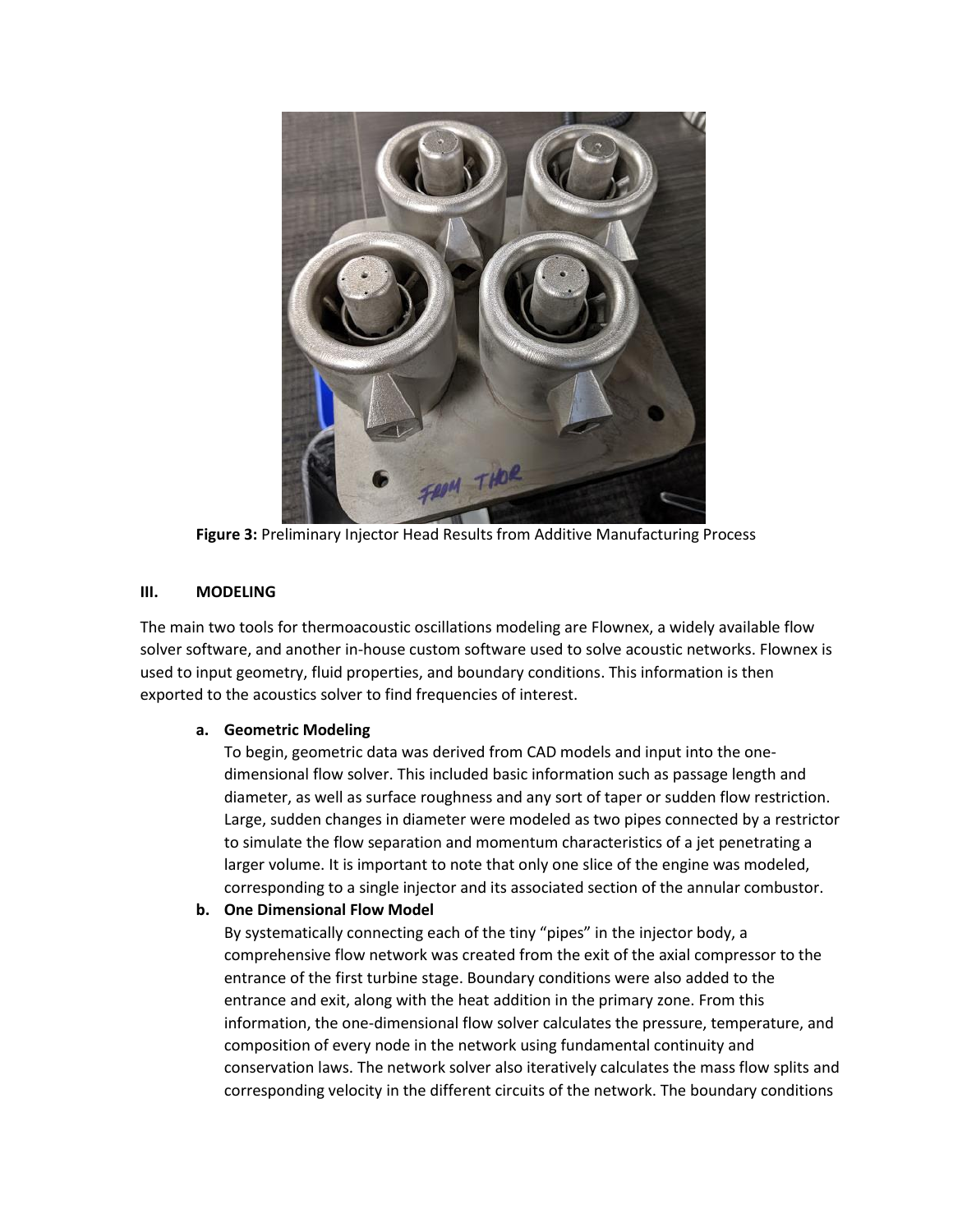**Figure 3:** Preliminary Injector Head Results from Additive Manufacturing Process

## III. MODELING

The main two tools for thermoacoustic oscillations modeling are Flownex, a widely available flow solver software, and another in-house custom software used to solve acoustic networks. Flownex is used to input geometry, fluid properties, and boundary conditions. This information is then exported to the acoustics solver to find frequencies of interest.

### a. Geometric Modeling

To begin, geometric data was derived from CAD models and input into the one-dimensional flow solver. This included basic information such as passage length and diameter, as well as surface roughness and any sort of taper or sudden flow restriction. Large, sudden changes in diameter were modeled as two pipes connected by a restrictor to simulate the flow separation and momentum characteristics of a jet penetrating a larger volume. It is important to note that only one slice of the engine was modeled, corresponding to a single injector and its associated section of the annular combustor.

### b. One Dimensional Flow Model

By systematically connecting each of the tiny "pipes" in the injector body, a comprehensive flow network was created from the exit of the axial compressor to the entrance of the first turbine stage. Boundary conditions were also added to the entrance and exit, along with the heat addition in the primary zone. From this information, the one-dimensional flow solver calculates the pressure, temperature, and composition of every node in the network using fundamental continuity and conservation laws. The network solver also iteratively calculates the mass flow splits and corresponding velocity in the different circuits of the network. The boundary conditions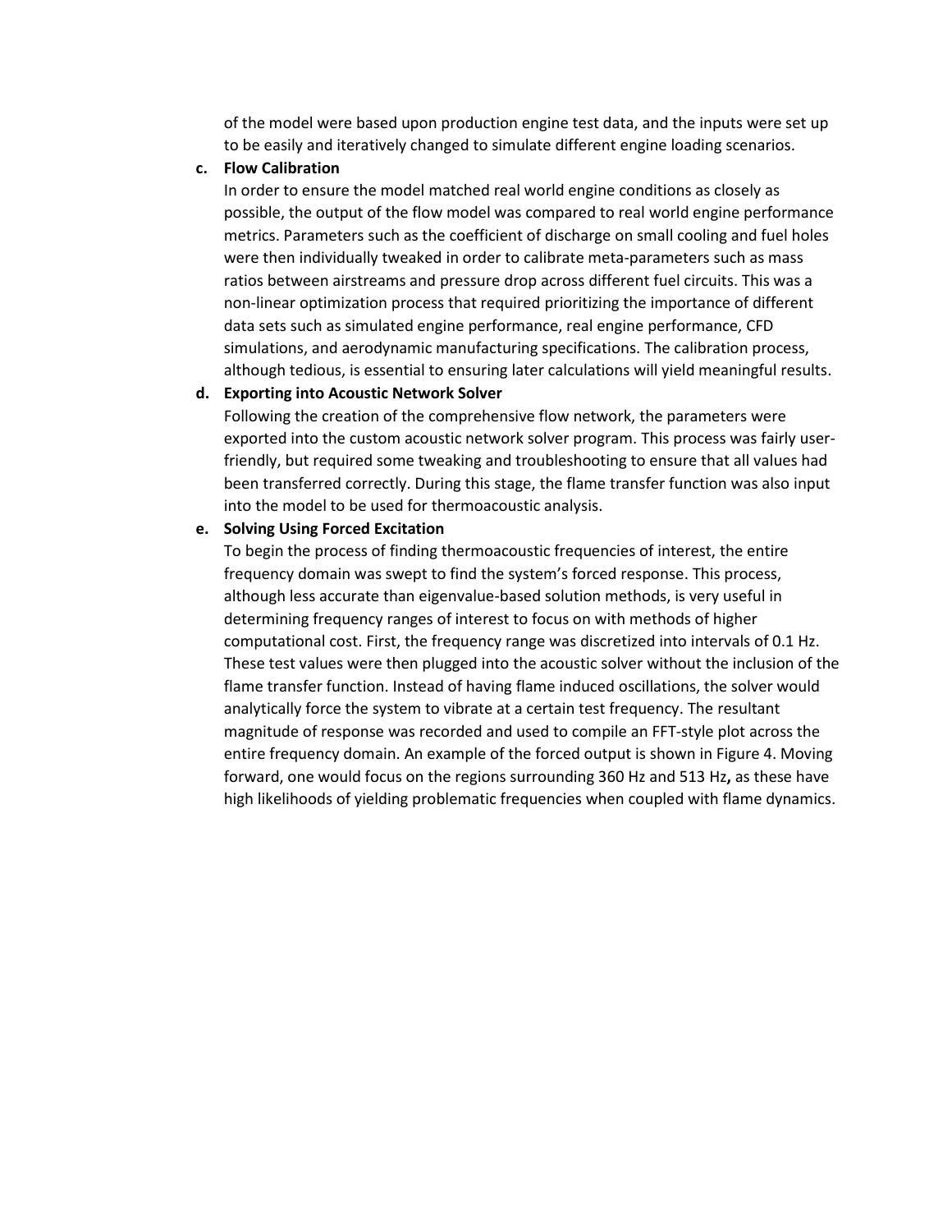of the model were based upon production engine test data, and the inputs were set up to be easily and iteratively changed to simulate different engine loading scenarios.

**c. Flow Calibration**

In order to ensure the model matched real world engine conditions as closely as possible, the output of the flow model was compared to real world engine performance metrics. Parameters such as the coefficient of discharge on small cooling and fuel holes were then individually tweaked in order to calibrate meta-parameters such as mass ratios between airstreams and pressure drop across different fuel circuits. This was a non-linear optimization process that required prioritizing the importance of different data sets such as simulated engine performance, real engine performance, CFD simulations, and aerodynamic manufacturing specifications. The calibration process, although tedious, is essential to ensuring later calculations will yield meaningful results.

**d. Exporting into Acoustic Network Solver**

Following the creation of the comprehensive flow network, the parameters were exported into the custom acoustic network solver program. This process was fairly user-friendly, but required some tweaking and troubleshooting to ensure that all values had been transferred correctly. During this stage, the flame transfer function was also input into the model to be used for thermoacoustic analysis.

**e. Solving Using Forced Excitation**

To begin the process of finding thermoacoustic frequencies of interest, the entire frequency domain was swept to find the system's forced response. This process, although less accurate than eigenvalue-based solution methods, is very useful in determining frequency ranges of interest to focus on with methods of higher computational cost. First, the frequency range was discretized into intervals of 0.1 Hz. These test values were then plugged into the acoustic solver without the inclusion of the flame transfer function. Instead of having flame induced oscillations, the solver would analytically force the system to vibrate at a certain test frequency. The resultant magnitude of response was recorded and used to compile an FFT-style plot across the entire frequency domain. An example of the forced output is shown in Figure 4. Moving forward, one would focus on the regions surrounding 360 Hz and 513 Hz**,** as these have high likelihoods of yielding problematic frequencies when coupled with flame dynamics.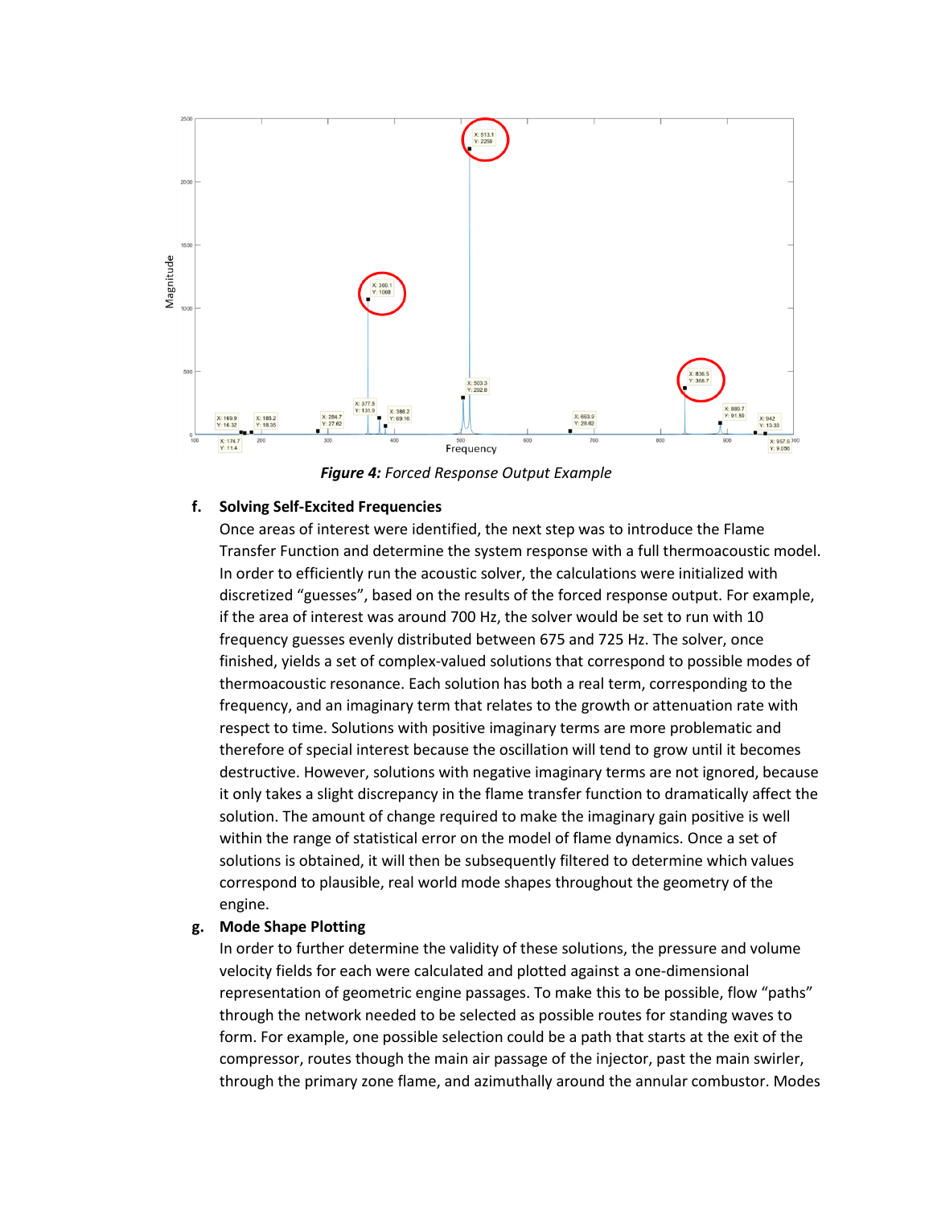***Figure 4:*** *Forced Response Output Example*

**f. Solving Self-Excited Frequencies**

Once areas of interest were identified, the next step was to introduce the Flame Transfer Function and determine the system response with a full thermoacoustic model. In order to efficiently run the acoustic solver, the calculations were initialized with discretized "guesses", based on the results of the forced response output. For example, if the area of interest was around 700 Hz, the solver would be set to run with 10 frequency guesses evenly distributed between 675 and 725 Hz. The solver, once finished, yields a set of complex-valued solutions that correspond to possible modes of thermoacoustic resonance. Each solution has both a real term, corresponding to the frequency, and an imaginary term that relates to the growth or attenuation rate with respect to time. Solutions with positive imaginary terms are more problematic and therefore of special interest because the oscillation will tend to grow until it becomes destructive. However, solutions with negative imaginary terms are not ignored, because it only takes a slight discrepancy in the flame transfer function to dramatically affect the solution. The amount of change required to make the imaginary gain positive is well within the range of statistical error on the model of flame dynamics. Once a set of solutions is obtained, it will then be subsequently filtered to determine which values correspond to plausible, real world mode shapes throughout the geometry of the engine.

**g. Mode Shape Plotting**

In order to further determine the validity of these solutions, the pressure and volume velocity fields for each were calculated and plotted against a one-dimensional representation of geometric engine passages. To make this to be possible, flow "paths" through the network needed to be selected as possible routes for standing waves to form. For example, one possible selection could be a path that starts at the exit of the compressor, routes though the main air passage of the injector, past the main swirler, through the primary zone flame, and azimuthally around the annular combustor. Modes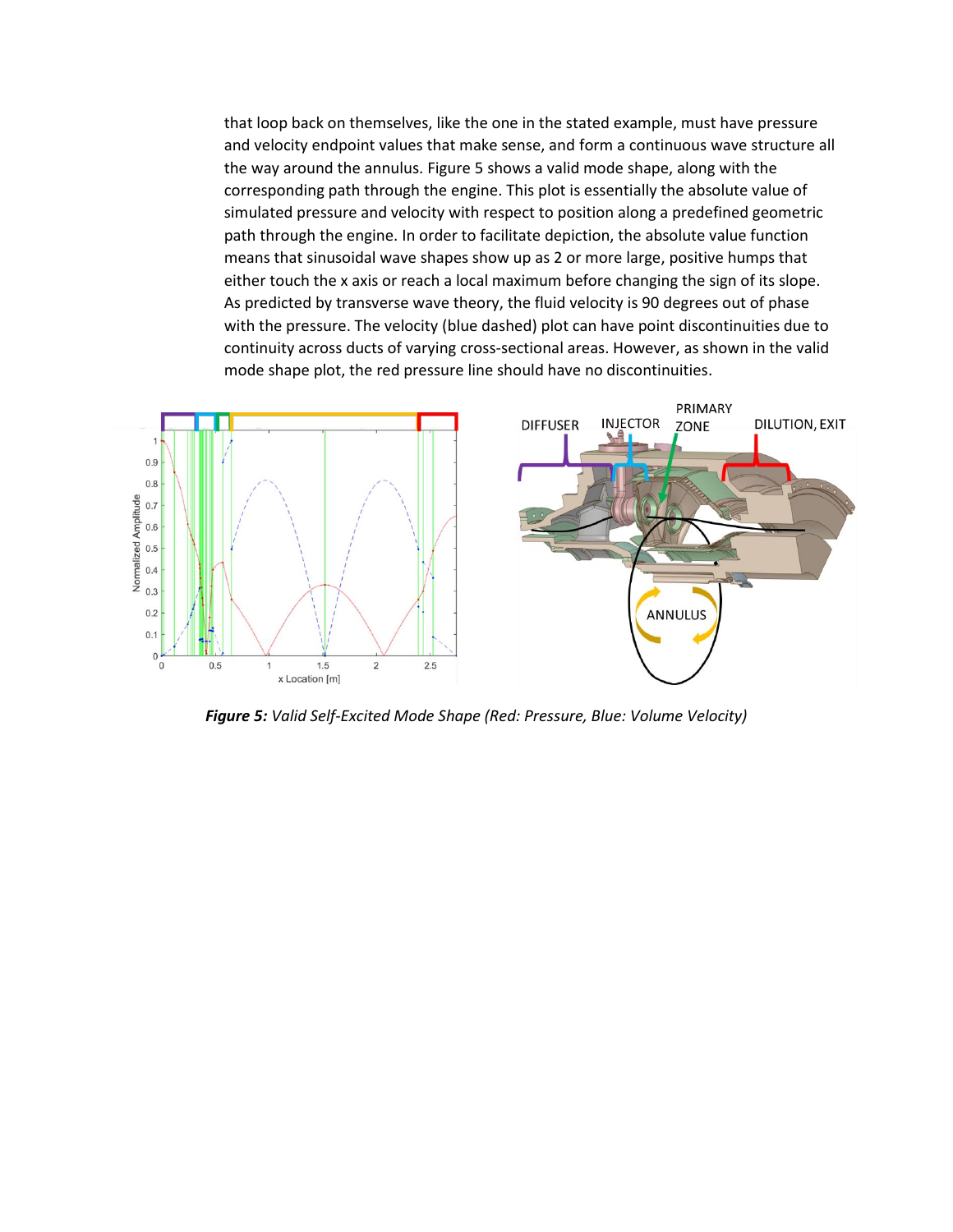that loop back on themselves, like the one in the stated example, must have pressure and velocity endpoint values that make sense, and form a continuous wave structure all the way around the annulus. Figure 5 shows a valid mode shape, along with the corresponding path through the engine. This plot is essentially the absolute value of simulated pressure and velocity with respect to position along a predefined geometric path through the engine. In order to facilitate depiction, the absolute value function means that sinusoidal wave shapes show up as 2 or more large, positive humps that either touch the x axis or reach a local maximum before changing the sign of its slope. As predicted by transverse wave theory, the fluid velocity is 90 degrees out of phase with the pressure. The velocity (blue dashed) plot can have point discontinuities due to continuity across ducts of varying cross-sectional areas. However, as shown in the valid mode shape plot, the red pressure line should have no discontinuities.

***Figure 5:*** *Valid Self-Excited Mode Shape (Red: Pressure, Blue: Volume Velocity)*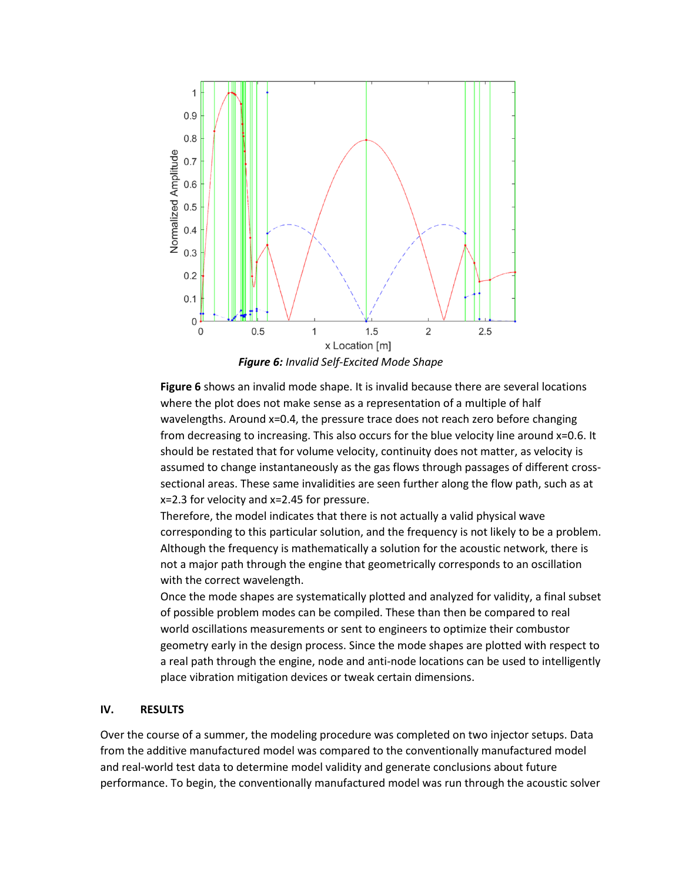***Figure 6:*** *Invalid Self-Excited Mode Shape*

**Figure 6** shows an invalid mode shape. It is invalid because there are several locations where the plot does not make sense as a representation of a multiple of half wavelengths. Around x=0.4, the pressure trace does not reach zero before changing from decreasing to increasing. This also occurs for the blue velocity line around x=0.6. It should be restated that for volume velocity, continuity does not matter, as velocity is assumed to change instantaneously as the gas flows through passages of different cross-sectional areas. These same invalidities are seen further along the flow path, such as at x=2.3 for velocity and x=2.45 for pressure.

Therefore, the model indicates that there is not actually a valid physical wave corresponding to this particular solution, and the frequency is not likely to be a problem. Although the frequency is mathematically a solution for the acoustic network, there is not a major path through the engine that geometrically corresponds to an oscillation with the correct wavelength.

Once the mode shapes are systematically plotted and analyzed for validity, a final subset of possible problem modes can be compiled. These than then be compared to real world oscillations measurements or sent to engineers to optimize their combustor geometry early in the design process. Since the mode shapes are plotted with respect to a real path through the engine, node and anti-node locations can be used to intelligently place vibration mitigation devices or tweak certain dimensions.

## IV. RESULTS

Over the course of a summer, the modeling procedure was completed on two injector setups. Data from the additive manufactured model was compared to the conventionally manufactured model and real-world test data to determine model validity and generate conclusions about future performance. To begin, the conventionally manufactured model was run through the acoustic solver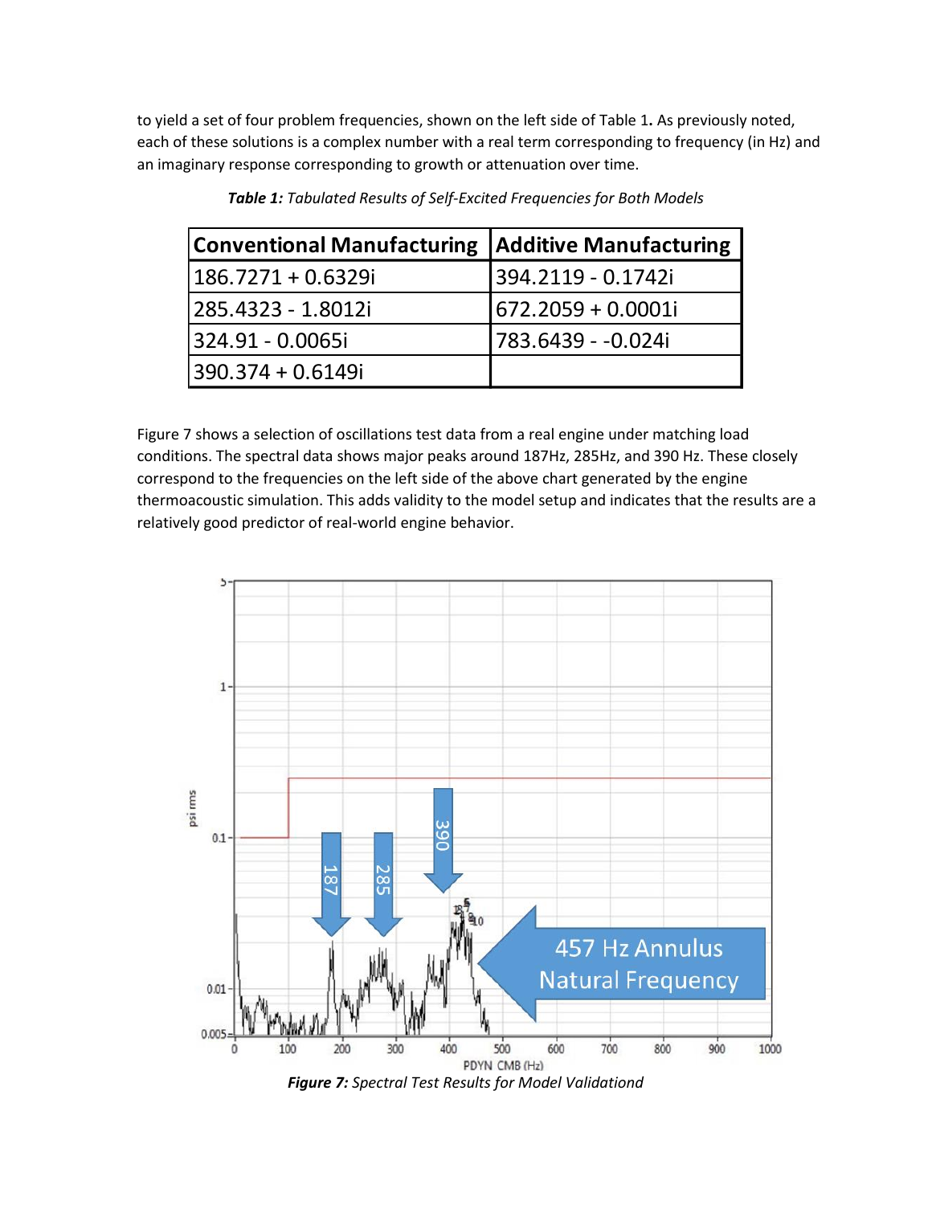to yield a set of four problem frequencies, shown on the left side of Table 1**.** As previously noted, each of these solutions is a complex number with a real term corresponding to frequency (in Hz) and an imaginary response corresponding to growth or attenuation over time.

***Table 1:*** *Tabulated Results of Self-Excited Frequencies for Both Models*

| Conventional Manufacturing | Additive Manufacturing |
|---|---|
| 186.7271 + 0.6329i | 394.2119 - 0.1742i |
| 285.4323 - 1.8012i | 672.2059 + 0.0001i |
| 324.91 - 0.0065i | 783.6439 - -0.024i |
| 390.374 + 0.6149i | |

Figure 7 shows a selection of oscillations test data from a real engine under matching load conditions. The spectral data shows major peaks around 187Hz, 285Hz, and 390 Hz. These closely correspond to the frequencies on the left side of the above chart generated by the engine thermoacoustic simulation. This adds validity to the model setup and indicates that the results are a relatively good predictor of real-world engine behavior.

***Figure 7:*** *Spectral Test Results for Model Validationd*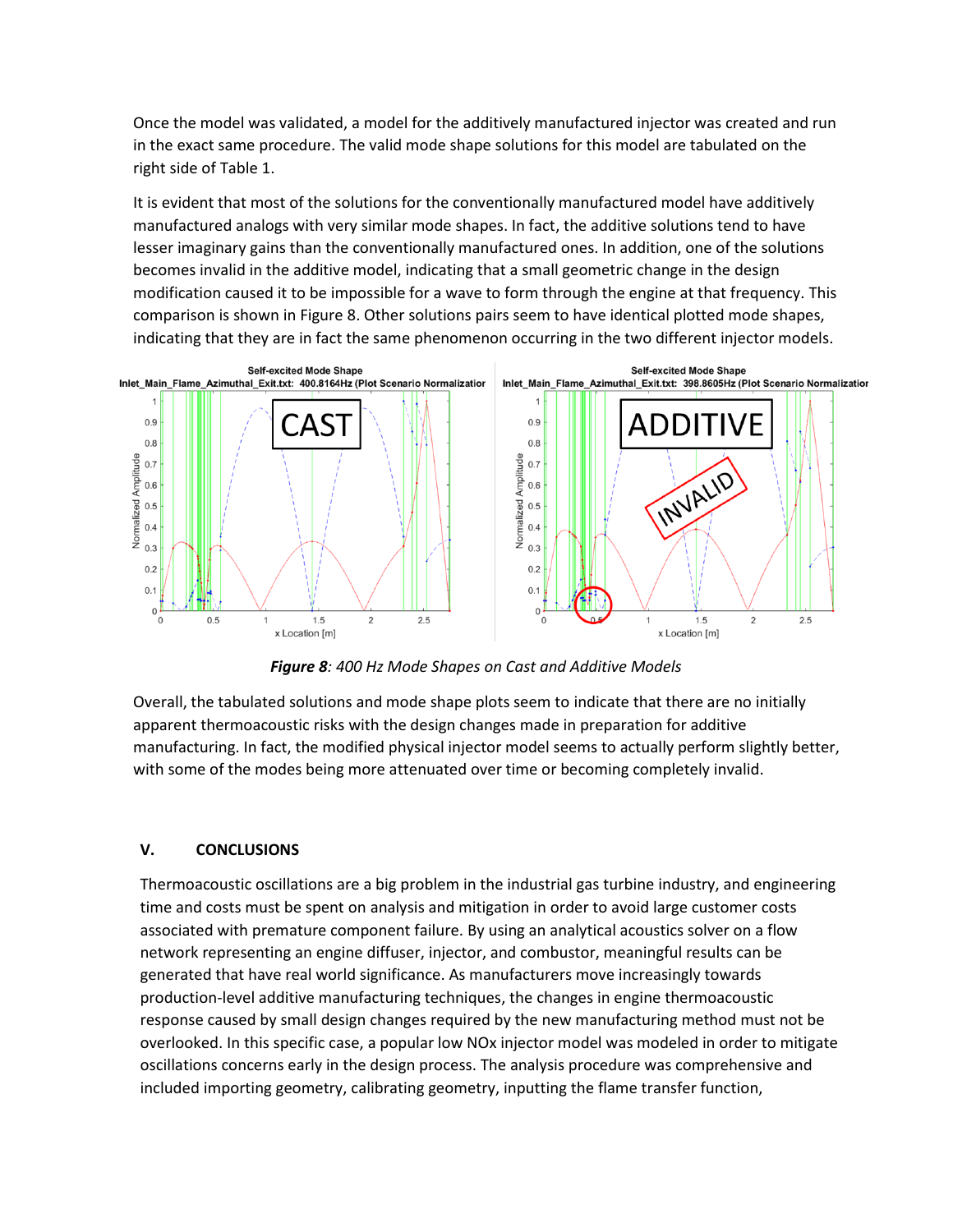Once the model was validated, a model for the additively manufactured injector was created and run in the exact same procedure. The valid mode shape solutions for this model are tabulated on the right side of Table 1.

It is evident that most of the solutions for the conventionally manufactured model have additively manufactured analogs with very similar mode shapes. In fact, the additive solutions tend to have lesser imaginary gains than the conventionally manufactured ones. In addition, one of the solutions becomes invalid in the additive model, indicating that a small geometric change in the design modification caused it to be impossible for a wave to form through the engine at that frequency. This comparison is shown in Figure 8. Other solutions pairs seem to have identical plotted mode shapes, indicating that they are in fact the same phenomenon occurring in the two different injector models.

*Figure 8*: 400 Hz Mode Shapes on Cast and Additive Models

Overall, the tabulated solutions and mode shape plots seem to indicate that there are no initially apparent thermoacoustic risks with the design changes made in preparation for additive manufacturing. In fact, the modified physical injector model seems to actually perform slightly better, with some of the modes being more attenuated over time or becoming completely invalid.

## V. CONCLUSIONS

Thermoacoustic oscillations are a big problem in the industrial gas turbine industry, and engineering time and costs must be spent on analysis and mitigation in order to avoid large customer costs associated with premature component failure. By using an analytical acoustics solver on a flow network representing an engine diffuser, injector, and combustor, meaningful results can be generated that have real world significance. As manufacturers move increasingly towards production-level additive manufacturing techniques, the changes in engine thermoacoustic response caused by small design changes required by the new manufacturing method must not be overlooked. In this specific case, a popular low NOx injector model was modeled in order to mitigate oscillations concerns early in the design process. The analysis procedure was comprehensive and included importing geometry, calibrating geometry, inputting the flame transfer function,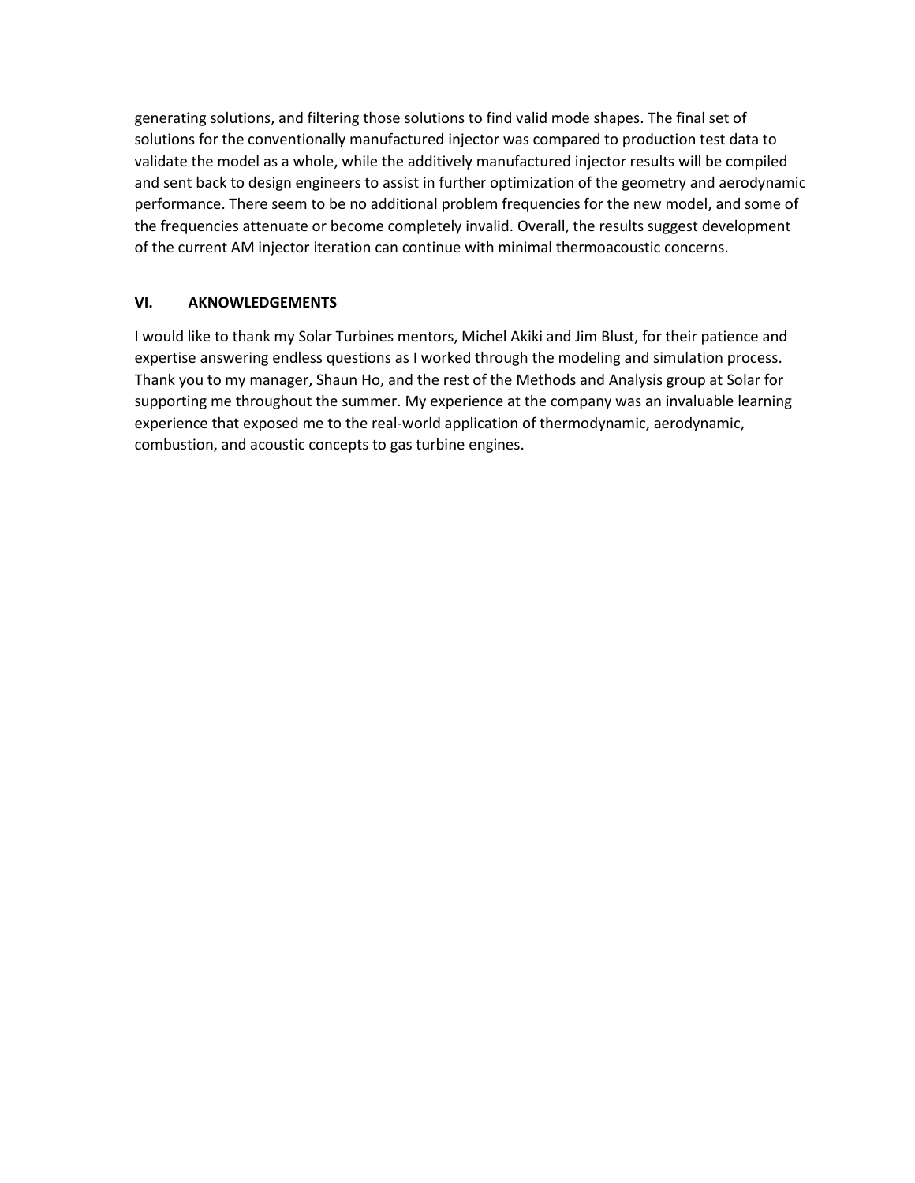generating solutions, and filtering those solutions to find valid mode shapes. The final set of solutions for the conventionally manufactured injector was compared to production test data to validate the model as a whole, while the additively manufactured injector results will be compiled and sent back to design engineers to assist in further optimization of the geometry and aerodynamic performance. There seem to be no additional problem frequencies for the new model, and some of the frequencies attenuate or become completely invalid. Overall, the results suggest development of the current AM injector iteration can continue with minimal thermoacoustic concerns.

## VI. AKNOWLEDGEMENTS

I would like to thank my Solar Turbines mentors, Michel Akiki and Jim Blust, for their patience and expertise answering endless questions as I worked through the modeling and simulation process. Thank you to my manager, Shaun Ho, and the rest of the Methods and Analysis group at Solar for supporting me throughout the summer. My experience at the company was an invaluable learning experience that exposed me to the real-world application of thermodynamic, aerodynamic, combustion, and acoustic concepts to gas turbine engines.